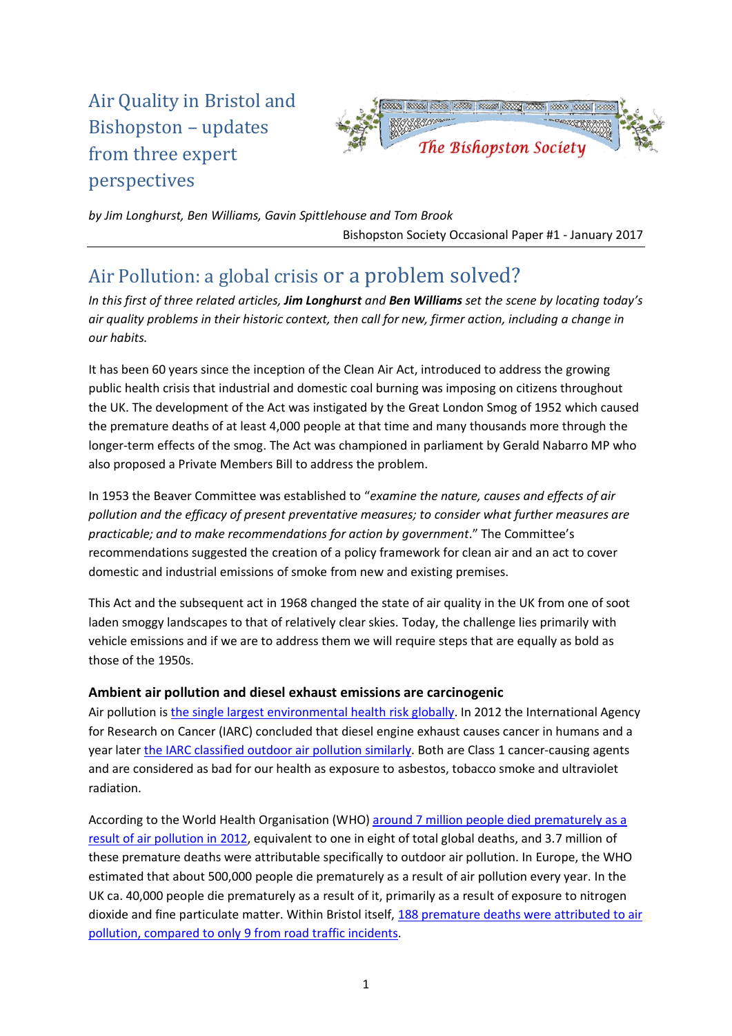# Air Quality in Bristol and Bishopston – updates from three expert perspectives

The Bishopston Society

*by Jim Longhurst, Ben Williams, Gavin Spittlehouse and Tom Brook*

Bishopston Society Occasional Paper #1 - January 2017

## Air Pollution: a global crisis or a problem solved?

*In this first of three related articles, **Jim Longhurst** and **Ben Williams** set the scene by locating today's air quality problems in their historic context, then call for new, firmer action, including a change in our habits.*

It has been 60 years since the inception of the Clean Air Act, introduced to address the growing public health crisis that industrial and domestic coal burning was imposing on citizens throughout the UK. The development of the Act was instigated by the Great London Smog of 1952 which caused the premature deaths of at least 4,000 people at that time and many thousands more through the longer-term effects of the smog. The Act was championed in parliament by Gerald Nabarro MP who also proposed a Private Members Bill to address the problem.

In 1953 the Beaver Committee was established to "*examine the nature, causes and effects of air pollution and the efficacy of present preventative measures; to consider what further measures are practicable; and to make recommendations for action by government*." The Committee's recommendations suggested the creation of a policy framework for clean air and an act to cover domestic and industrial emissions of smoke from new and existing premises.

This Act and the subsequent act in 1968 changed the state of air quality in the UK from one of soot laden smoggy landscapes to that of relatively clear skies. Today, the challenge lies primarily with vehicle emissions and if we are to address them we will require steps that are equally as bold as those of the 1950s.

### Ambient air pollution and diesel exhaust emissions are carcinogenic

Air pollution is the single largest environmental health risk globally. In 2012 the International Agency for Research on Cancer (IARC) concluded that diesel engine exhaust causes cancer in humans and a year later the IARC classified outdoor air pollution similarly. Both are Class 1 cancer-causing agents and are considered as bad for our health as exposure to asbestos, tobacco smoke and ultraviolet radiation.

According to the World Health Organisation (WHO) around 7 million people died prematurely as a result of air pollution in 2012, equivalent to one in eight of total global deaths, and 3.7 million of these premature deaths were attributable specifically to outdoor air pollution. In Europe, the WHO estimated that about 500,000 people die prematurely as a result of air pollution every year. In the UK ca. 40,000 people die prematurely as a result of it, primarily as a result of exposure to nitrogen dioxide and fine particulate matter. Within Bristol itself, 188 premature deaths were attributed to air pollution, compared to only 9 from road traffic incidents.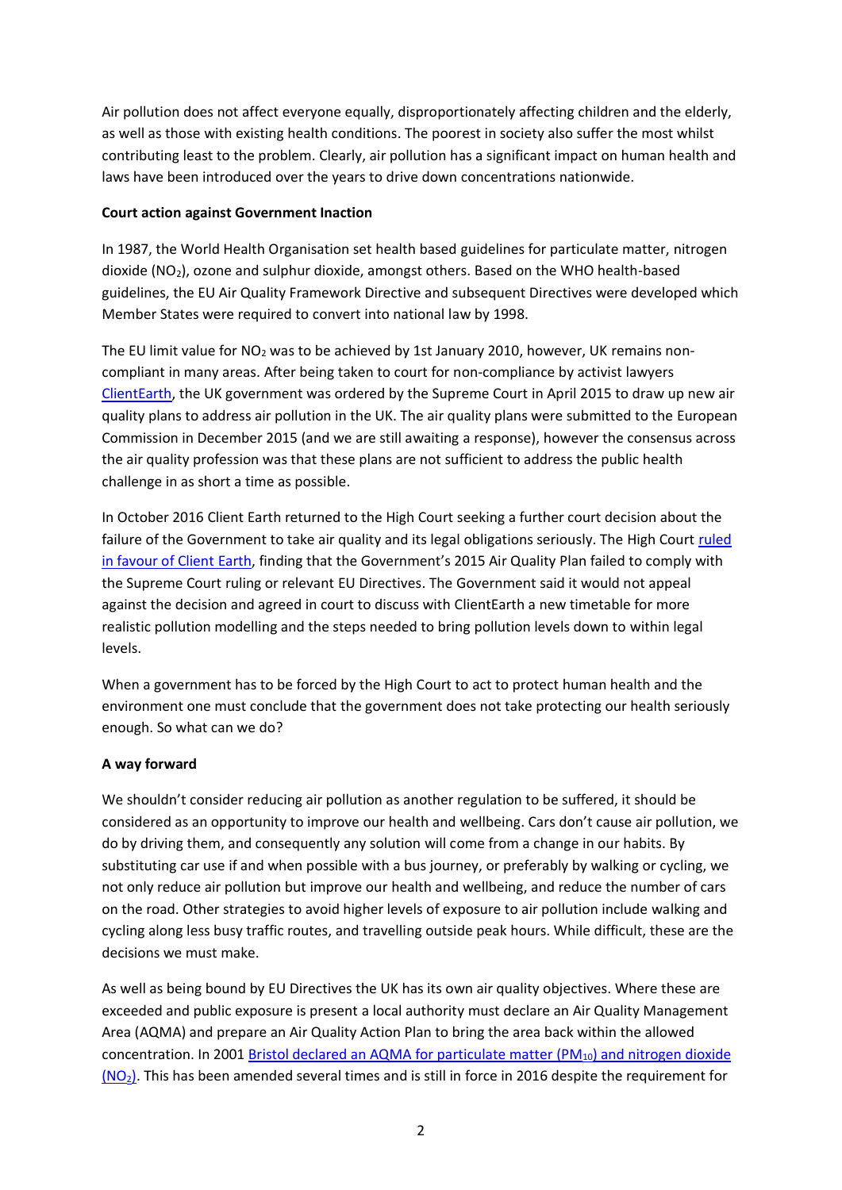Air pollution does not affect everyone equally, disproportionately affecting children and the elderly, as well as those with existing health conditions. The poorest in society also suffer the most whilst contributing least to the problem. Clearly, air pollution has a significant impact on human health and laws have been introduced over the years to drive down concentrations nationwide.

**Court action against Government Inaction**

In 1987, the World Health Organisation set health based guidelines for particulate matter, nitrogen dioxide ($NO_2$), ozone and sulphur dioxide, amongst others. Based on the WHO health-based guidelines, the EU Air Quality Framework Directive and subsequent Directives were developed which Member States were required to convert into national law by 1998.

The EU limit value for $NO_2$ was to be achieved by 1st January 2010, however, UK remains non-compliant in many areas. After being taken to court for non-compliance by activist lawyers ClientEarth, the UK government was ordered by the Supreme Court in April 2015 to draw up new air quality plans to address air pollution in the UK. The air quality plans were submitted to the European Commission in December 2015 (and we are still awaiting a response), however the consensus across the air quality profession was that these plans are not sufficient to address the public health challenge in as short a time as possible.

In October 2016 Client Earth returned to the High Court seeking a further court decision about the failure of the Government to take air quality and its legal obligations seriously. The High Court ruled in favour of Client Earth, finding that the Government's 2015 Air Quality Plan failed to comply with the Supreme Court ruling or relevant EU Directives. The Government said it would not appeal against the decision and agreed in court to discuss with ClientEarth a new timetable for more realistic pollution modelling and the steps needed to bring pollution levels down to within legal levels.

When a government has to be forced by the High Court to act to protect human health and the environment one must conclude that the government does not take protecting our health seriously enough. So what can we do?

**A way forward**

We shouldn't consider reducing air pollution as another regulation to be suffered, it should be considered as an opportunity to improve our health and wellbeing. Cars don't cause air pollution, we do by driving them, and consequently any solution will come from a change in our habits. By substituting car use if and when possible with a bus journey, or preferably by walking or cycling, we not only reduce air pollution but improve our health and wellbeing, and reduce the number of cars on the road. Other strategies to avoid higher levels of exposure to air pollution include walking and cycling along less busy traffic routes, and travelling outside peak hours. While difficult, these are the decisions we must make.

As well as being bound by EU Directives the UK has its own air quality objectives. Where these are exceeded and public exposure is present a local authority must declare an Air Quality Management Area (AQMA) and prepare an Air Quality Action Plan to bring the area back within the allowed concentration. In 2001 Bristol declared an AQMA for particulate matter ($PM_{10}$) and nitrogen dioxide ($NO_2$). This has been amended several times and is still in force in 2016 despite the requirement for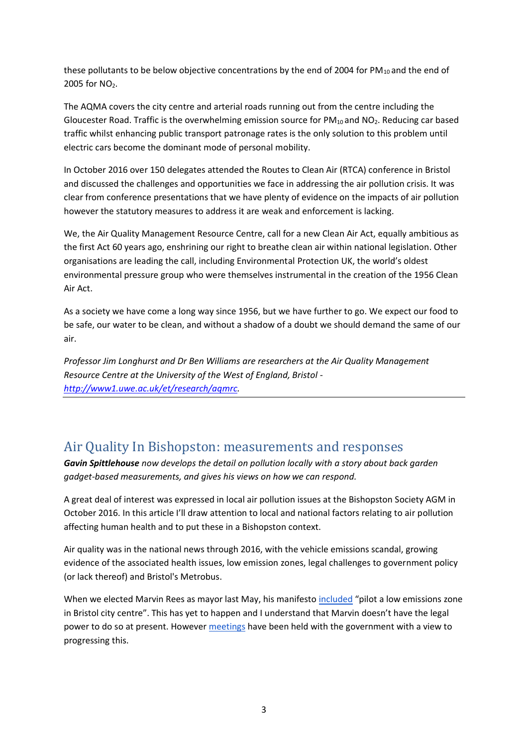these pollutants to be below objective concentrations by the end of 2004 for $PM_{10}$ and the end of 2005 for $NO_2$.

The AQMA covers the city centre and arterial roads running out from the centre including the Gloucester Road. Traffic is the overwhelming emission source for $PM_{10}$ and $NO_2$. Reducing car based traffic whilst enhancing public transport patronage rates is the only solution to this problem until electric cars become the dominant mode of personal mobility.

In October 2016 over 150 delegates attended the Routes to Clean Air (RTCA) conference in Bristol and discussed the challenges and opportunities we face in addressing the air pollution crisis. It was clear from conference presentations that we have plenty of evidence on the impacts of air pollution however the statutory measures to address it are weak and enforcement is lacking.

We, the Air Quality Management Resource Centre, call for a new Clean Air Act, equally ambitious as the first Act 60 years ago, enshrining our right to breathe clean air within national legislation. Other organisations are leading the call, including Environmental Protection UK, the world's oldest environmental pressure group who were themselves instrumental in the creation of the 1956 Clean Air Act.

As a society we have come a long way since 1956, but we have further to go. We expect our food to be safe, our water to be clean, and without a shadow of a doubt we should demand the same of our air.

*Professor Jim Longhurst and Dr Ben Williams are researchers at the Air Quality Management Resource Centre at the University of the West of England, Bristol - [http://www1.uwe.ac.uk/et/research/aqmrc](http://www1.uwe.ac.uk/et/research/aqmrc).*

---

## Air Quality In Bishopston: measurements and responses

***Gavin Spittlehouse** now develops the detail on pollution locally with a story about back garden gadget-based measurements, and gives his views on how we can respond.*

A great deal of interest was expressed in local air pollution issues at the Bishopston Society AGM in October 2016. In this article I'll draw attention to local and national factors relating to air pollution affecting human health and to put these in a Bishopston context.

Air quality was in the national news through 2016, with the vehicle emissions scandal, growing evidence of the associated health issues, low emission zones, legal challenges to government policy (or lack thereof) and Bristol's Metrobus.

When we elected Marvin Rees as mayor last May, his manifesto included "pilot a low emissions zone in Bristol city centre". This has yet to happen and I understand that Marvin doesn't have the legal power to do so at present. However meetings have been held with the government with a view to progressing this.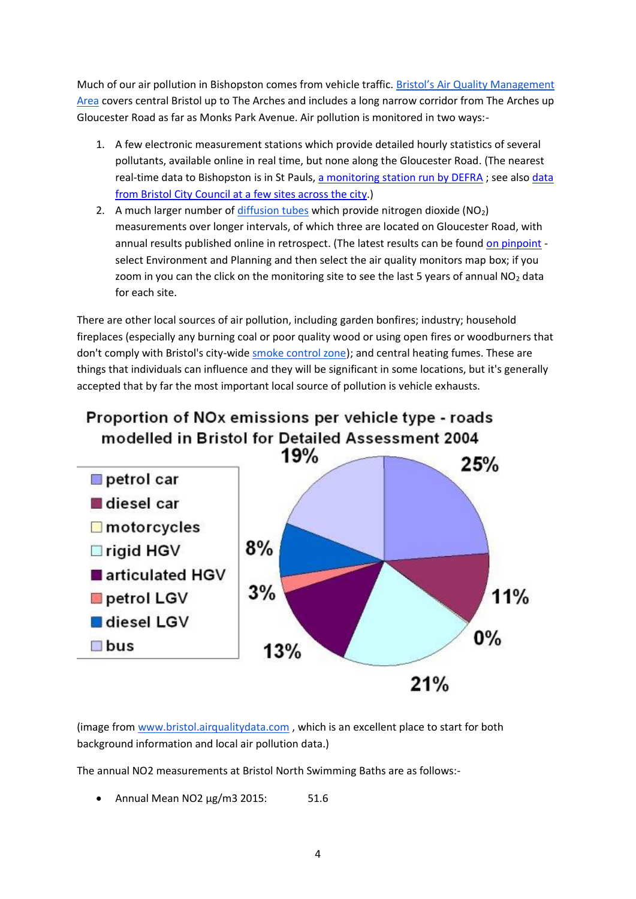Much of our air pollution in Bishopston comes from vehicle traffic. [Bristol's Air Quality Management Area] covers central Bristol up to The Arches and includes a long narrow corridor from The Arches up Gloucester Road as far as Monks Park Avenue. Air pollution is monitored in two ways:-

1. A few electronic measurement stations which provide detailed hourly statistics of several pollutants, available online in real time, but none along the Gloucester Road. (The nearest real-time data to Bishopston is in St Pauls, a monitoring station run by DEFRA ; see also data from Bristol City Council at a few sites across the city.)
2. A much larger number of diffusion tubes which provide nitrogen dioxide ($NO_2$) measurements over longer intervals, of which three are located on Gloucester Road, with annual results published online in retrospect. (The latest results can be found on pinpoint - select Environment and Planning and then select the air quality monitors map box; if you zoom in you can the click on the monitoring site to see the last 5 years of annual $NO_2$ data for each site.

There are other local sources of air pollution, including garden bonfires; industry; household fireplaces (especially any burning coal or poor quality wood or using open fires or woodburners that don't comply with Bristol's city-wide smoke control zone); and central heating fumes. These are things that individuals can influence and they will be significant in some locations, but it's generally accepted that by far the most important local source of pollution is vehicle exhausts.

**Proportion of NOx emissions per vehicle type - roads modelled in Bristol for Detailed Assessment 2004**

| Vehicle type | Proportion |
|---|---|
| petrol car | 25% |
| diesel car | 11% |
| motorcycles | 0% |
| rigid HGV | 21% |
| articulated HGV | 13% |
| petrol LGV | 3% |
| diesel LGV | 8% |
| bus | 19% |

(image from www.bristol.airqualitydata.com , which is an excellent place to start for both background information and local air pollution data.)

The annual NO2 measurements at Bristol North Swimming Baths are as follows:-

- Annual Mean NO2 µg/m3 2015: 51.6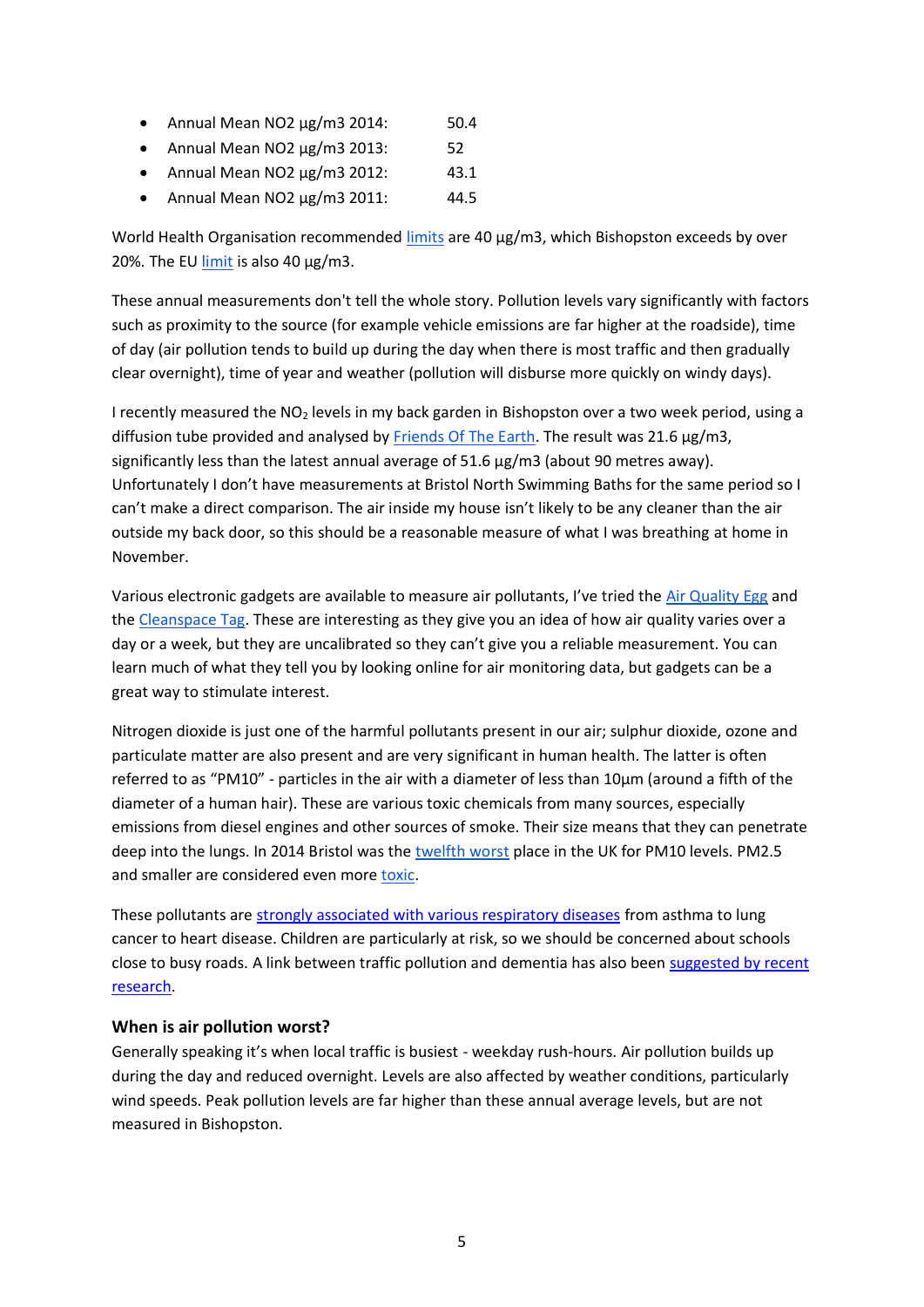- Annual Mean NO2 µg/m3 2014: 50.4
- Annual Mean NO2 µg/m3 2013: 52
- Annual Mean NO2 µg/m3 2012: 43.1
- Annual Mean NO2 µg/m3 2011: 44.5

World Health Organisation recommended limits are 40 µg/m3, which Bishopston exceeds by over 20%. The EU limit is also 40 µg/m3.

These annual measurements don't tell the whole story. Pollution levels vary significantly with factors such as proximity to the source (for example vehicle emissions are far higher at the roadside), time of day (air pollution tends to build up during the day when there is most traffic and then gradually clear overnight), time of year and weather (pollution will disburse more quickly on windy days).

I recently measured the $NO_2$ levels in my back garden in Bishopston over a two week period, using a diffusion tube provided and analysed by Friends Of The Earth. The result was 21.6 µg/m3, significantly less than the latest annual average of 51.6 µg/m3 (about 90 metres away). Unfortunately I don't have measurements at Bristol North Swimming Baths for the same period so I can't make a direct comparison. The air inside my house isn't likely to be any cleaner than the air outside my back door, so this should be a reasonable measure of what I was breathing at home in November.

Various electronic gadgets are available to measure air pollutants, I've tried the Air Quality Egg and the Cleanspace Tag. These are interesting as they give you an idea of how air quality varies over a day or a week, but they are uncalibrated so they can't give you a reliable measurement. You can learn much of what they tell you by looking online for air monitoring data, but gadgets can be a great way to stimulate interest.

Nitrogen dioxide is just one of the harmful pollutants present in our air; sulphur dioxide, ozone and particulate matter are also present and are very significant in human health. The latter is often referred to as "PM10" - particles in the air with a diameter of less than 10µm (around a fifth of the diameter of a human hair). These are various toxic chemicals from many sources, especially emissions from diesel engines and other sources of smoke. Their size means that they can penetrate deep into the lungs. In 2014 Bristol was the twelfth worst place in the UK for PM10 levels. PM2.5 and smaller are considered even more toxic.

These pollutants are strongly associated with various respiratory diseases from asthma to lung cancer to heart disease. Children are particularly at risk, so we should be concerned about schools close to busy roads. A link between traffic pollution and dementia has also been suggested by recent research.

### When is air pollution worst?

Generally speaking it's when local traffic is busiest - weekday rush-hours. Air pollution builds up during the day and reduced overnight. Levels are also affected by weather conditions, particularly wind speeds. Peak pollution levels are far higher than these annual average levels, but are not measured in Bishopston.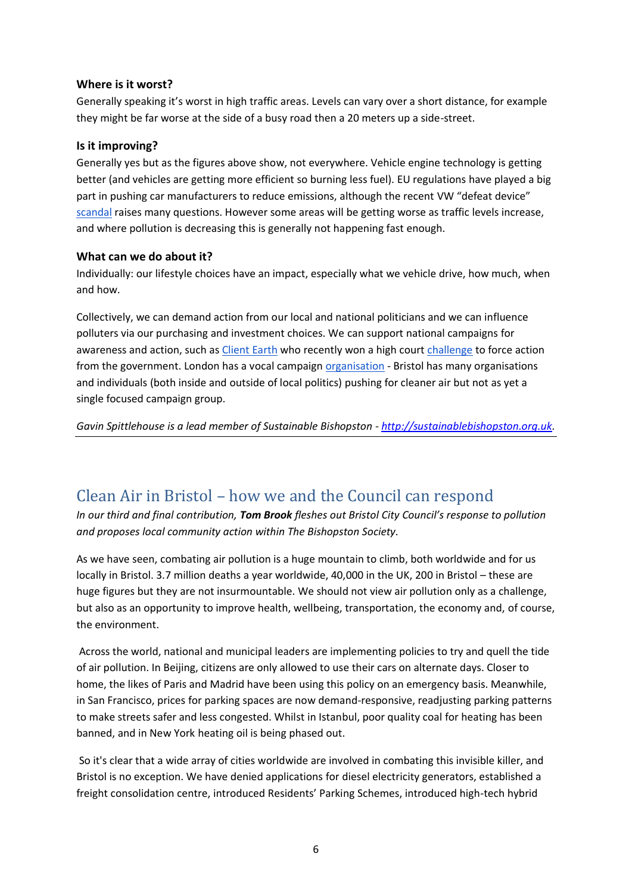### Where is it worst?

Generally speaking it's worst in high traffic areas. Levels can vary over a short distance, for example they might be far worse at the side of a busy road then a 20 meters up a side-street.

### Is it improving?

Generally yes but as the figures above show, not everywhere. Vehicle engine technology is getting better (and vehicles are getting more efficient so burning less fuel). EU regulations have played a big part in pushing car manufacturers to reduce emissions, although the recent VW "defeat device" scandal raises many questions. However some areas will be getting worse as traffic levels increase, and where pollution is decreasing this is generally not happening fast enough.

### What can we do about it?

Individually: our lifestyle choices have an impact, especially what we vehicle drive, how much, when and how.

Collectively, we can demand action from our local and national politicians and we can influence polluters via our purchasing and investment choices. We can support national campaigns for awareness and action, such as Client Earth who recently won a high court challenge to force action from the government. London has a vocal campaign organisation - Bristol has many organisations and individuals (both inside and outside of local politics) pushing for cleaner air but not as yet a single focused campaign group.

*Gavin Spittlehouse is a lead member of Sustainable Bishopston - http://sustainablebishopston.org.uk.*

---

## Clean Air in Bristol – how we and the Council can respond

*In our third and final contribution, **Tom Brook** fleshes out Bristol City Council's response to pollution and proposes local community action within The Bishopston Society.*

As we have seen, combating air pollution is a huge mountain to climb, both worldwide and for us locally in Bristol. 3.7 million deaths a year worldwide, 40,000 in the UK, 200 in Bristol – these are huge figures but they are not insurmountable. We should not view air pollution only as a challenge, but also as an opportunity to improve health, wellbeing, transportation, the economy and, of course, the environment.

Across the world, national and municipal leaders are implementing policies to try and quell the tide of air pollution. In Beijing, citizens are only allowed to use their cars on alternate days. Closer to home, the likes of Paris and Madrid have been using this policy on an emergency basis. Meanwhile, in San Francisco, prices for parking spaces are now demand-responsive, readjusting parking patterns to make streets safer and less congested. Whilst in Istanbul, poor quality coal for heating has been banned, and in New York heating oil is being phased out.

So it's clear that a wide array of cities worldwide are involved in combating this invisible killer, and Bristol is no exception. We have denied applications for diesel electricity generators, established a freight consolidation centre, introduced Residents' Parking Schemes, introduced high-tech hybrid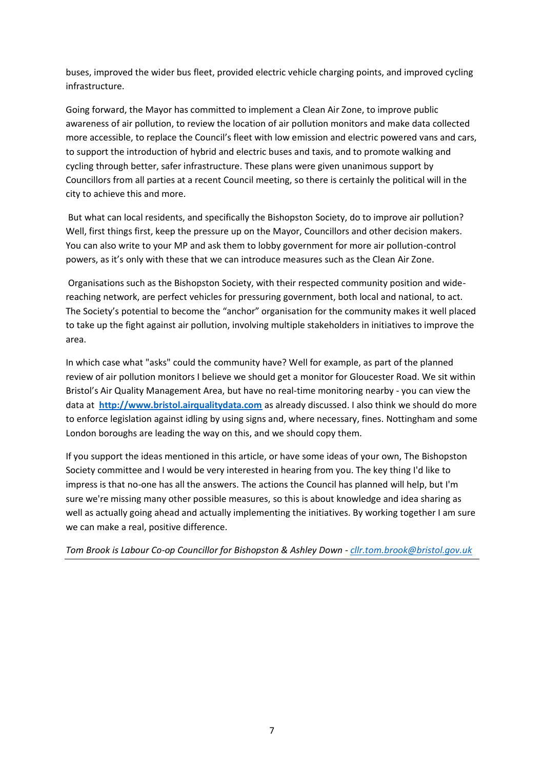buses, improved the wider bus fleet, provided electric vehicle charging points, and improved cycling infrastructure.

Going forward, the Mayor has committed to implement a Clean Air Zone, to improve public awareness of air pollution, to review the location of air pollution monitors and make data collected more accessible, to replace the Council's fleet with low emission and electric powered vans and cars, to support the introduction of hybrid and electric buses and taxis, and to promote walking and cycling through better, safer infrastructure. These plans were given unanimous support by Councillors from all parties at a recent Council meeting, so there is certainly the political will in the city to achieve this and more.

But what can local residents, and specifically the Bishopston Society, do to improve air pollution? Well, first things first, keep the pressure up on the Mayor, Councillors and other decision makers. You can also write to your MP and ask them to lobby government for more air pollution-control powers, as it's only with these that we can introduce measures such as the Clean Air Zone.

Organisations such as the Bishopston Society, with their respected community position and wide-reaching network, are perfect vehicles for pressuring government, both local and national, to act. The Society's potential to become the "anchor" organisation for the community makes it well placed to take up the fight against air pollution, involving multiple stakeholders in initiatives to improve the area.

In which case what "asks" could the community have? Well for example, as part of the planned review of air pollution monitors I believe we should get a monitor for Gloucester Road. We sit within Bristol's Air Quality Management Area, but have no real-time monitoring nearby - you can view the data at **[http://www.bristol.airqualitydata.com](http://www.bristol.airqualitydata.com)** as already discussed. I also think we should do more to enforce legislation against idling by using signs and, where necessary, fines. Nottingham and some London boroughs are leading the way on this, and we should copy them.

If you support the ideas mentioned in this article, or have some ideas of your own, The Bishopston Society committee and I would be very interested in hearing from you. The key thing I'd like to impress is that no-one has all the answers. The actions the Council has planned will help, but I'm sure we're missing many other possible measures, so this is about knowledge and idea sharing as well as actually going ahead and actually implementing the initiatives. By working together I am sure we can make a real, positive difference.

*Tom Brook is Labour Co-op Councillor for Bishopston & Ashley Down - [cllr.tom.brook@bristol.gov.uk](mailto:cllr.tom.brook@bristol.gov.uk)*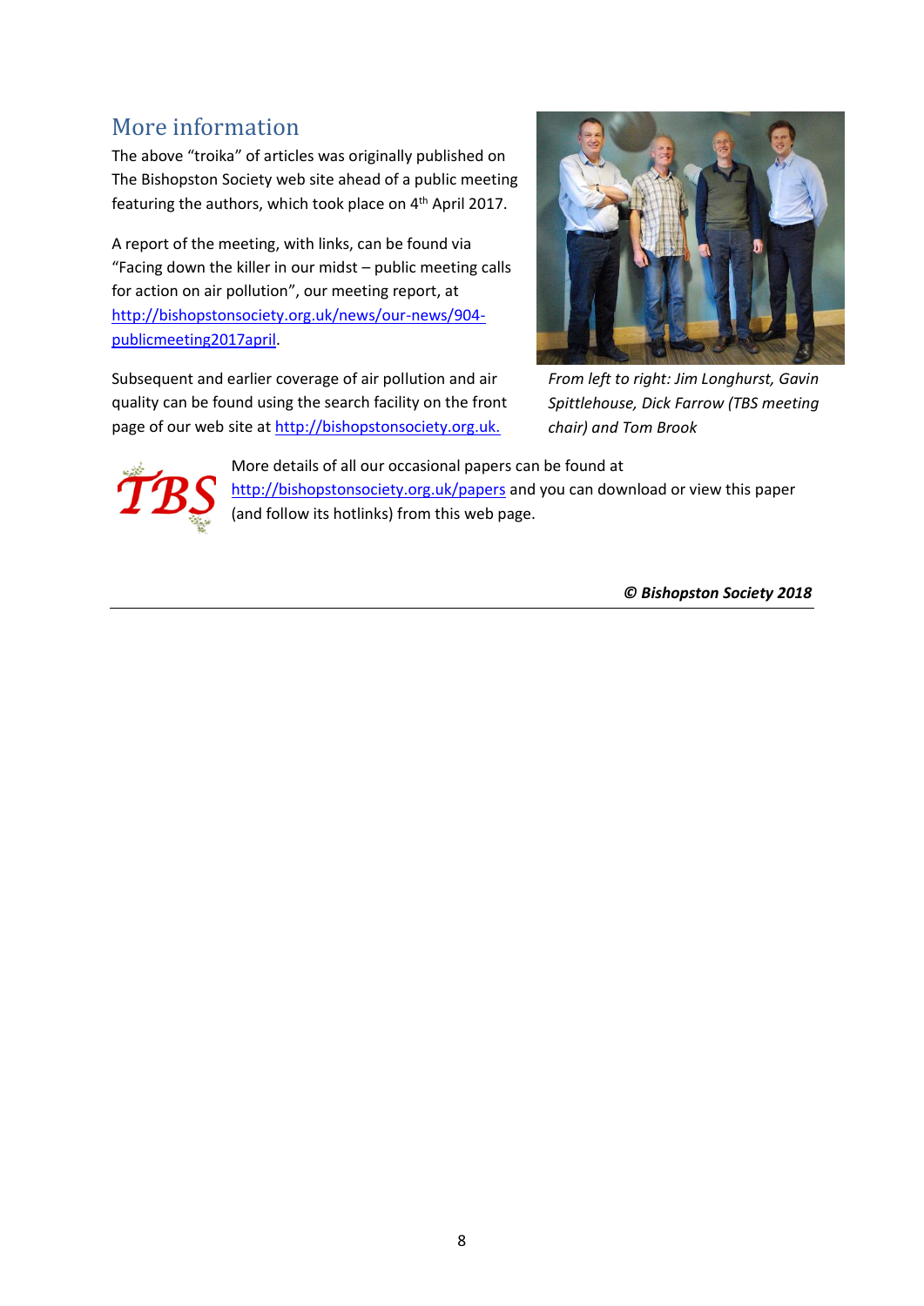## More information

The above "troika" of articles was originally published on The Bishopston Society web site ahead of a public meeting featuring the authors, which took place on 4th April 2017.

A report of the meeting, with links, can be found via "Facing down the killer in our midst – public meeting calls for action on air pollution", our meeting report, at http://bishopstonsociety.org.uk/news/our-news/904-publicmeeting2017april.

Subsequent and earlier coverage of air pollution and air quality can be found using the search facility on the front page of our web site at http://bishopstonsociety.org.uk.

*From left to right: Jim Longhurst, Gavin Spittlehouse, Dick Farrow (TBS meeting chair) and Tom Brook*

TBS

More details of all our occasional papers can be found at http://bishopstonsociety.org.uk/papers and you can download or view this paper (and follow its hotlinks) from this web page.

***© Bishopston Society 2018***